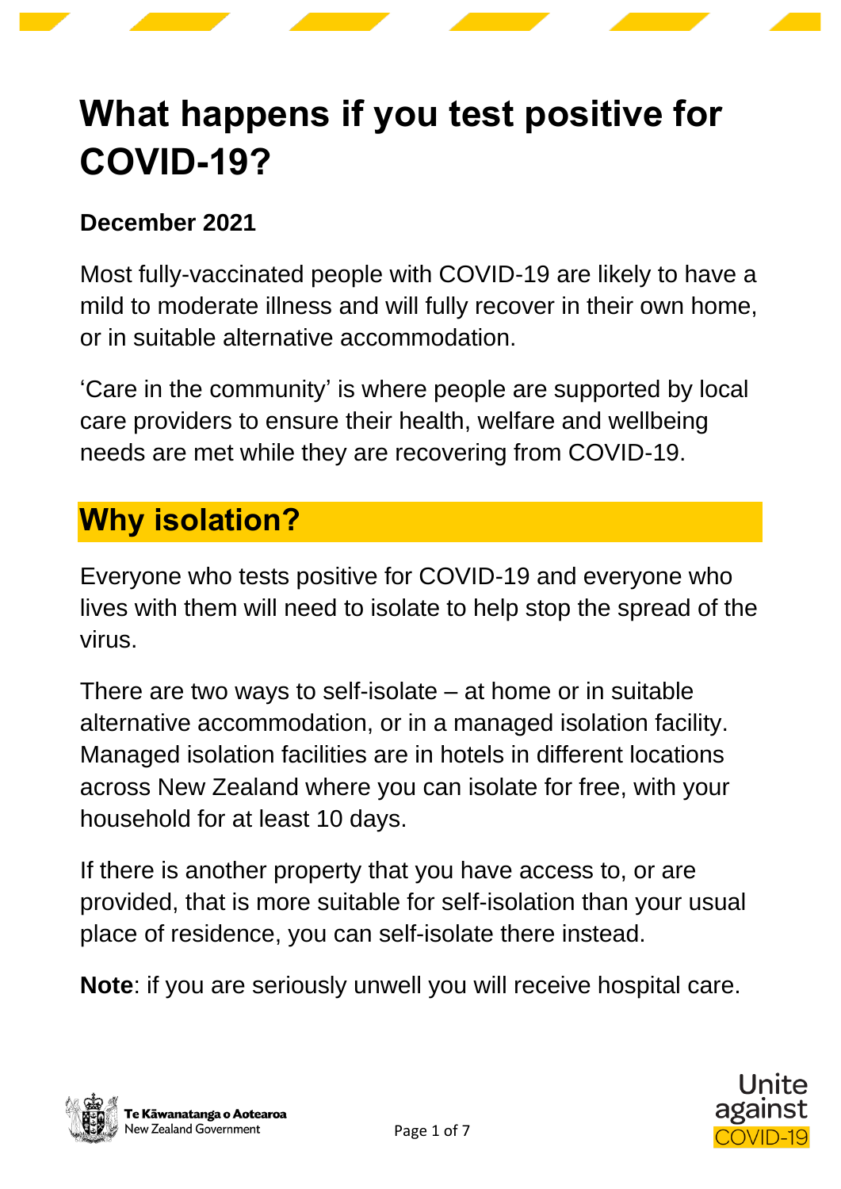# What happens if you test positive for COVID-19?

**December 2021**

Most fully-vaccinated people with COVID-19 are likely to have a mild to moderate illness and will fully recover in their own home, or in suitable alternative accommodation.

'Care in the community' is where people are supported by local care providers to ensure their health, welfare and wellbeing needs are met while they are recovering from COVID-19.

## Why isolation?

Everyone who tests positive for COVID-19 and everyone who lives with them will need to isolate to help stop the spread of the virus.

There are two ways to self-isolate – at home or in suitable alternative accommodation, or in a managed isolation facility. Managed isolation facilities are in hotels in different locations across New Zealand where you can isolate for free, with your household for at least 10 days.

If there is another property that you have access to, or are provided, that is more suitable for self-isolation than your usual place of residence, you can self-isolate there instead.

**Note**: if you are seriously unwell you will receive hospital care.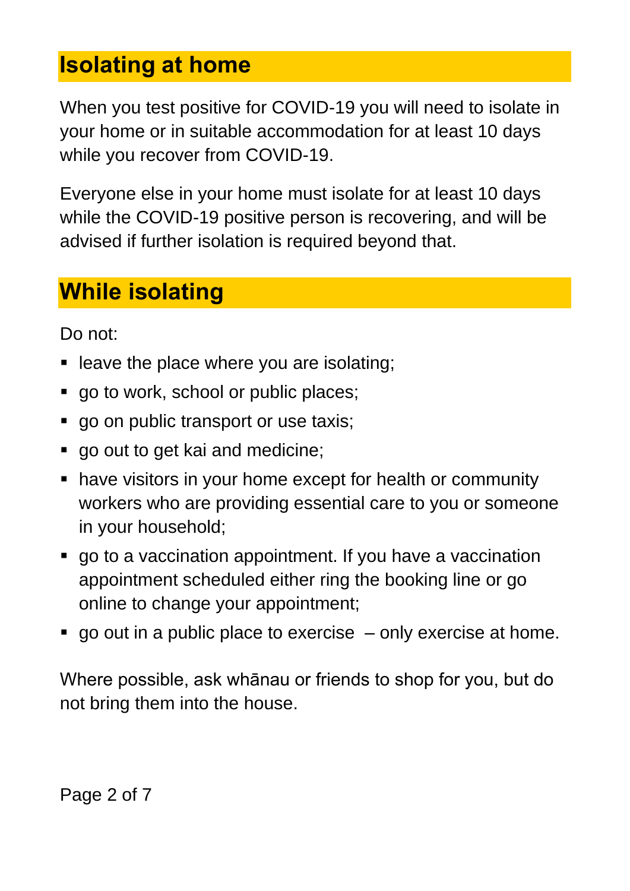## Isolating at home

When you test positive for COVID-19 you will need to isolate in your home or in suitable accommodation for at least 10 days while you recover from COVID-19.

Everyone else in your home must isolate for at least 10 days while the COVID-19 positive person is recovering, and will be advised if further isolation is required beyond that.

## While isolating

Do not:

- leave the place where you are isolating;
- go to work, school or public places;
- go on public transport or use taxis;
- go out to get kai and medicine;
- have visitors in your home except for health or community workers who are providing essential care to you or someone in your household;
- go to a vaccination appointment. If you have a vaccination appointment scheduled either ring the booking line or go online to change your appointment;
- go out in a public place to exercise – only exercise at home.

Where possible, ask whānau or friends to shop for you, but do not bring them into the house.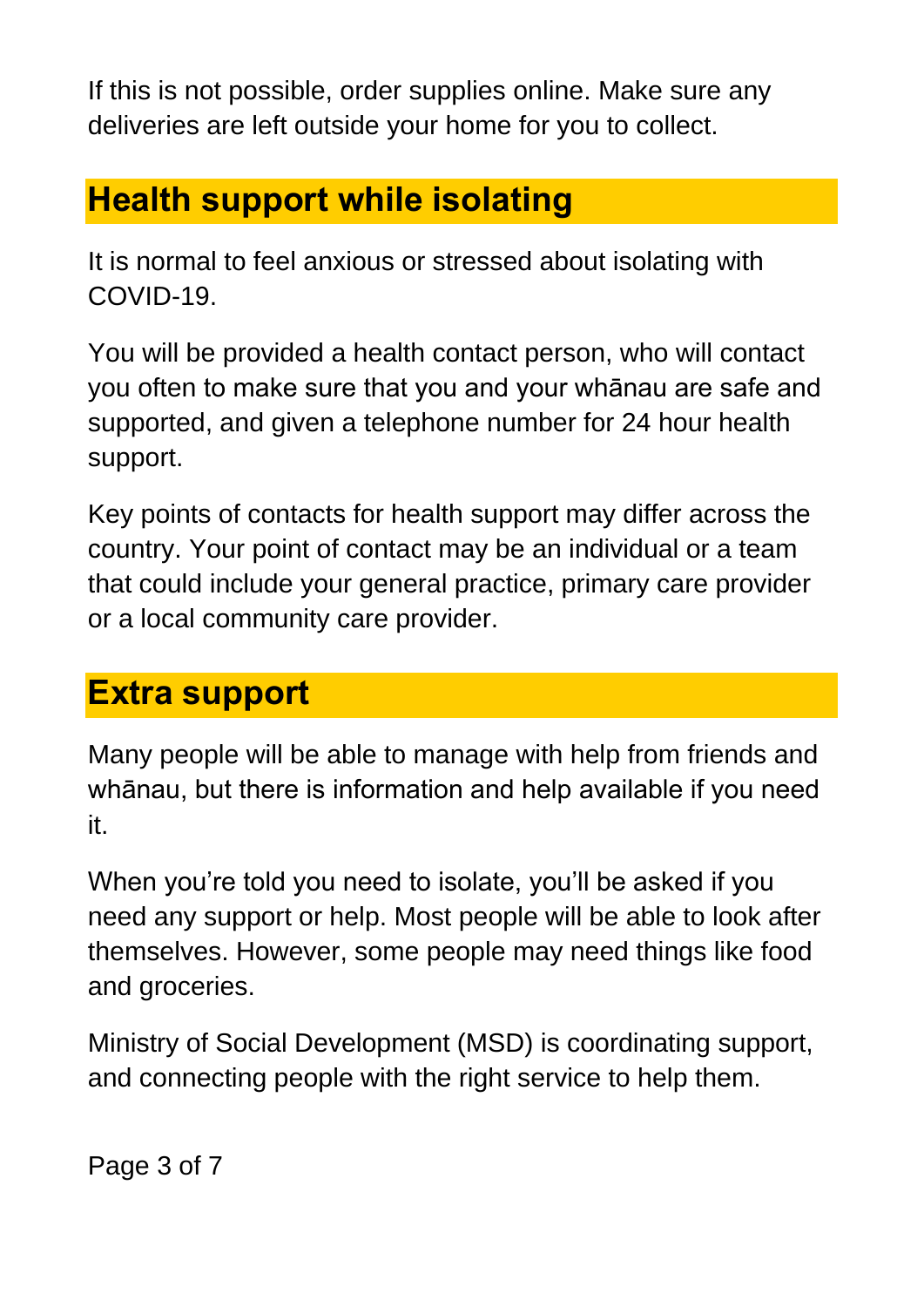If this is not possible, order supplies online. Make sure any deliveries are left outside your home for you to collect.

## Health support while isolating

It is normal to feel anxious or stressed about isolating with COVID-19.

You will be provided a health contact person, who will contact you often to make sure that you and your whānau are safe and supported, and given a telephone number for 24 hour health support.

Key points of contacts for health support may differ across the country. Your point of contact may be an individual or a team that could include your general practice, primary care provider or a local community care provider.

## Extra support

Many people will be able to manage with help from friends and whānau, but there is information and help available if you need it.

When you're told you need to isolate, you'll be asked if you need any support or help. Most people will be able to look after themselves. However, some people may need things like food and groceries.

Ministry of Social Development (MSD) is coordinating support, and connecting people with the right service to help them.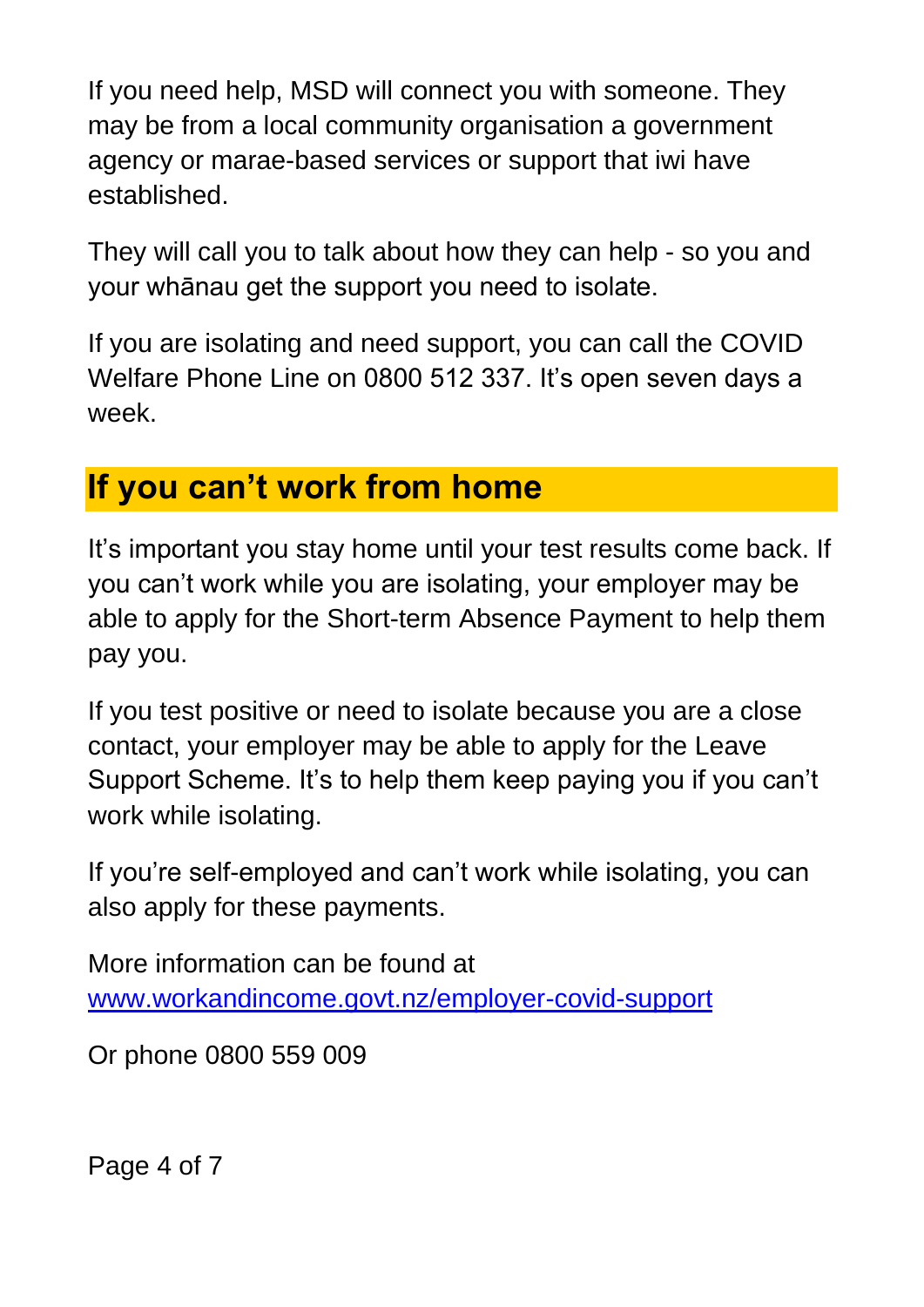If you need help, MSD will connect you with someone. They may be from a local community organisation a government agency or marae-based services or support that iwi have established.

They will call you to talk about how they can help - so you and your whānau get the support you need to isolate.

If you are isolating and need support, you can call the COVID Welfare Phone Line on 0800 512 337. It's open seven days a week.

## If you can't work from home

It's important you stay home until your test results come back. If you can't work while you are isolating, your employer may be able to apply for the Short-term Absence Payment to help them pay you.

If you test positive or need to isolate because you are a close contact, your employer may be able to apply for the Leave Support Scheme. It's to help them keep paying you if you can't work while isolating.

If you're self-employed and can't work while isolating, you can also apply for these payments.

More information can be found at [www.workandincome.govt.nz/employer-covid-support](http://www.workandincome.govt.nz/employer-covid-support)

Or phone 0800 559 009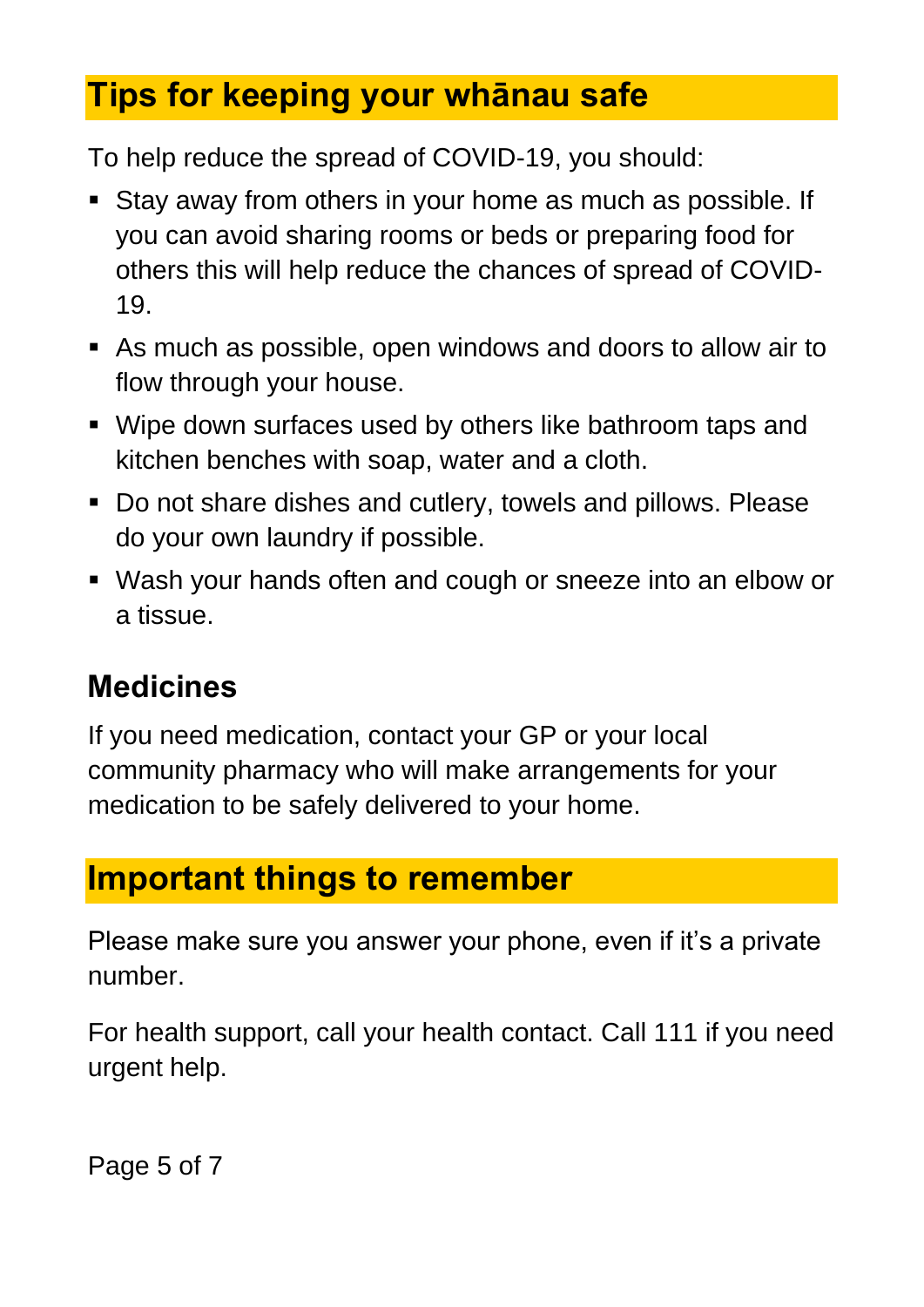## Tips for keeping your whānau safe

To help reduce the spread of COVID-19, you should:

- Stay away from others in your home as much as possible. If you can avoid sharing rooms or beds or preparing food for others this will help reduce the chances of spread of COVID-19.
- As much as possible, open windows and doors to allow air to flow through your house.
- Wipe down surfaces used by others like bathroom taps and kitchen benches with soap, water and a cloth.
- Do not share dishes and cutlery, towels and pillows. Please do your own laundry if possible.
- Wash your hands often and cough or sneeze into an elbow or a tissue.

### Medicines

If you need medication, contact your GP or your local community pharmacy who will make arrangements for your medication to be safely delivered to your home.

## Important things to remember

Please make sure you answer your phone, even if it's a private number.

For health support, call your health contact. Call 111 if you need urgent help.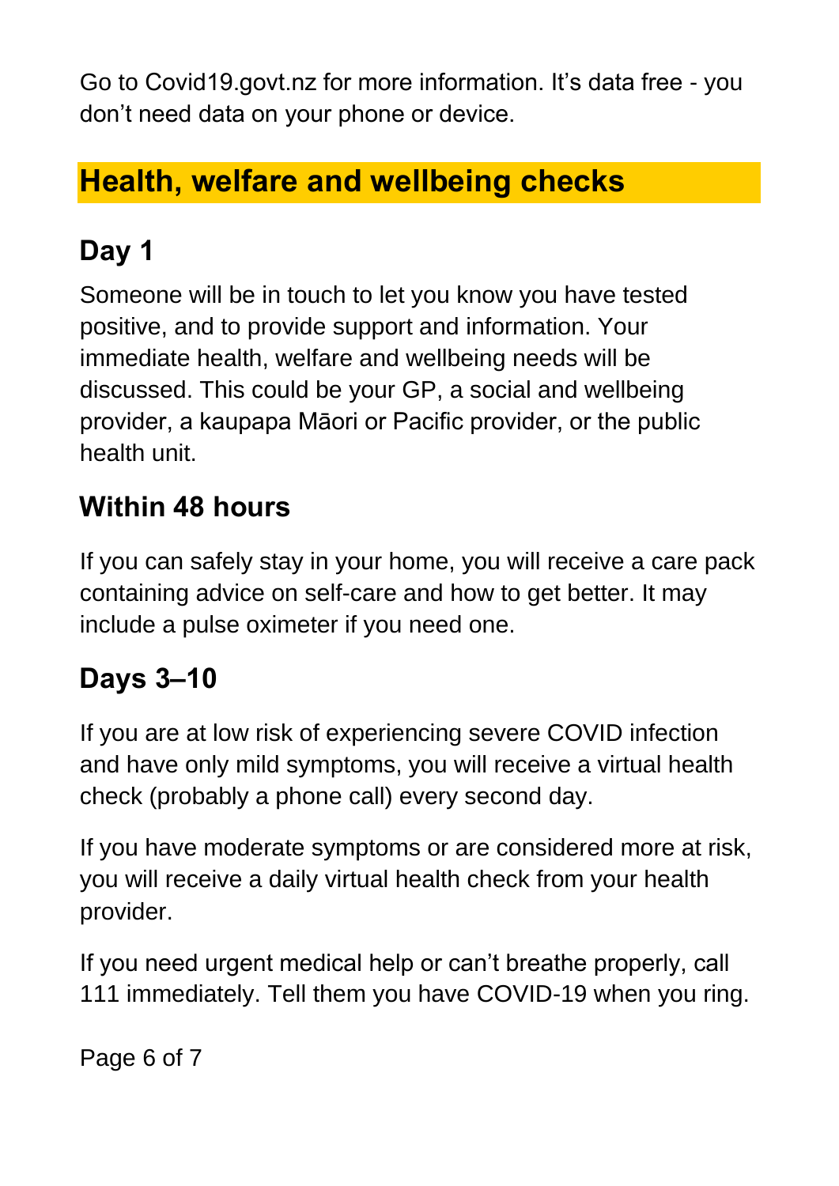Go to Covid19.govt.nz for more information. It's data free - you don't need data on your phone or device.

## Health, welfare and wellbeing checks

### Day 1

Someone will be in touch to let you know you have tested positive, and to provide support and information. Your immediate health, welfare and wellbeing needs will be discussed. This could be your GP, a social and wellbeing provider, a kaupapa Māori or Pacific provider, or the public health unit.

### Within 48 hours

If you can safely stay in your home, you will receive a care pack containing advice on self-care and how to get better. It may include a pulse oximeter if you need one.

### Days 3–10

If you are at low risk of experiencing severe COVID infection and have only mild symptoms, you will receive a virtual health check (probably a phone call) every second day.

If you have moderate symptoms or are considered more at risk, you will receive a daily virtual health check from your health provider.

If you need urgent medical help or can't breathe properly, call 111 immediately. Tell them you have COVID-19 when you ring.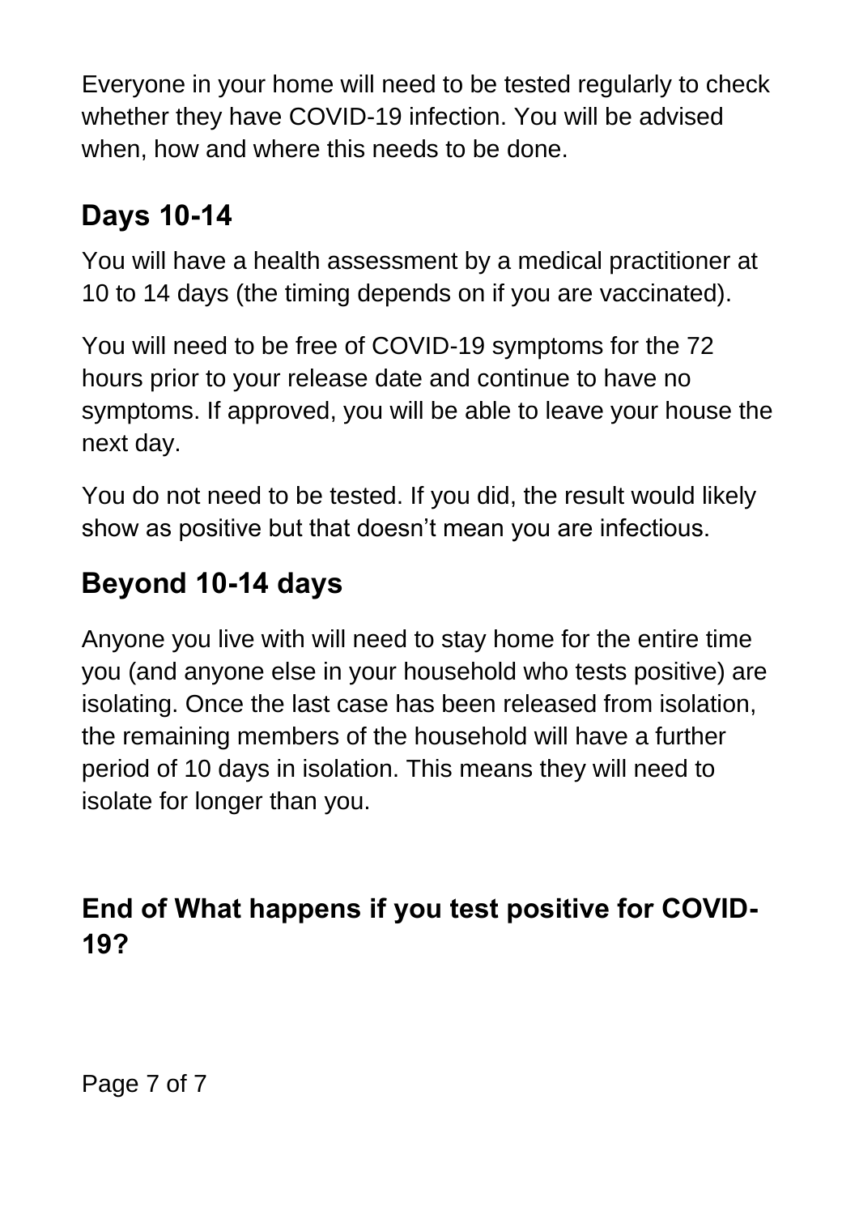Everyone in your home will need to be tested regularly to check whether they have COVID-19 infection. You will be advised when, how and where this needs to be done.

## Days 10-14

You will have a health assessment by a medical practitioner at 10 to 14 days (the timing depends on if you are vaccinated).

You will need to be free of COVID-19 symptoms for the 72 hours prior to your release date and continue to have no symptoms. If approved, you will be able to leave your house the next day.

You do not need to be tested. If you did, the result would likely show as positive but that doesn't mean you are infectious.

## Beyond 10-14 days

Anyone you live with will need to stay home for the entire time you (and anyone else in your household who tests positive) are isolating. Once the last case has been released from isolation, the remaining members of the household will have a further period of 10 days in isolation. This means they will need to isolate for longer than you.

### End of What happens if you test positive for COVID-19?